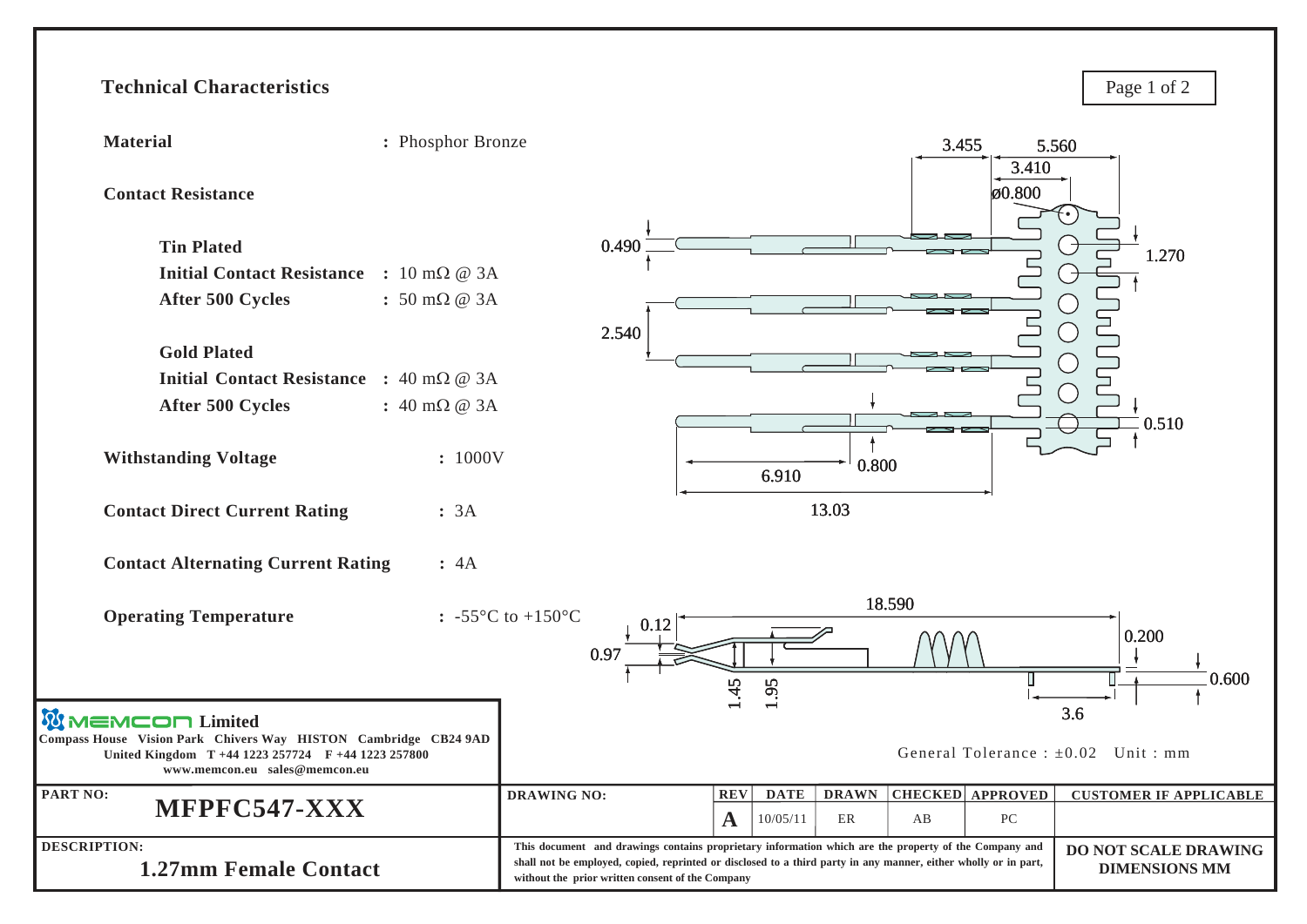## Technical Characteristics

**Material** : Phosphor Bronze

**Contact Resistance**

**Tin Plated**

**Initial Contact Resistance** : 10 mΩ @ 3A

**After 500 Cycles** : 50 mΩ @ 3A

**Gold Plated**

**Initial Contact Resistance** : 40 mΩ @ 3A

**After 500 Cycles** : 40 mΩ @ 3A

**Withstanding Voltage** : 1000V

**Contact Direct Current Rating** : 3A

**Contact Alternating Current Rating** : 4A

**Operating Temperature** : -55°C to +150°C

3.455 5.560 3.410 ø0.800 0.490 1.270 2.540 0.510 0.800 6.910 13.03

18.590 0.12 0.97 1.45 1.95 0.200 0.600 3.6

General Tolerance : ±0.02 Unit : mm

**MEMCON Limited**
Compass House Vision Park Chivers Way HISTON Cambridge CB24 9AD
United Kingdom T +44 1223 257724 F +44 1223 257800
www.memcon.eu sales@memcon.eu

| PART NO: | DRAWING NO: | REV | DATE | DRAWN | CHECKED | APPROVED | CUSTOMER IF APPLICABLE |
|---|---|---|---|---|---|---|---|
| **MFPFC547-XXX** | | A | 10/05/11 | ER | AB | PC | |

**DESCRIPTION:**
**1.27mm Female Contact**

This document and drawings contains proprietary information which are the property of the Company and shall not be employed, copied, reprinted or disclosed to a third party in any manner, either wholly or in part, without the prior written consent of the Company

**DO NOT SCALE DRAWING DIMENSIONS MM**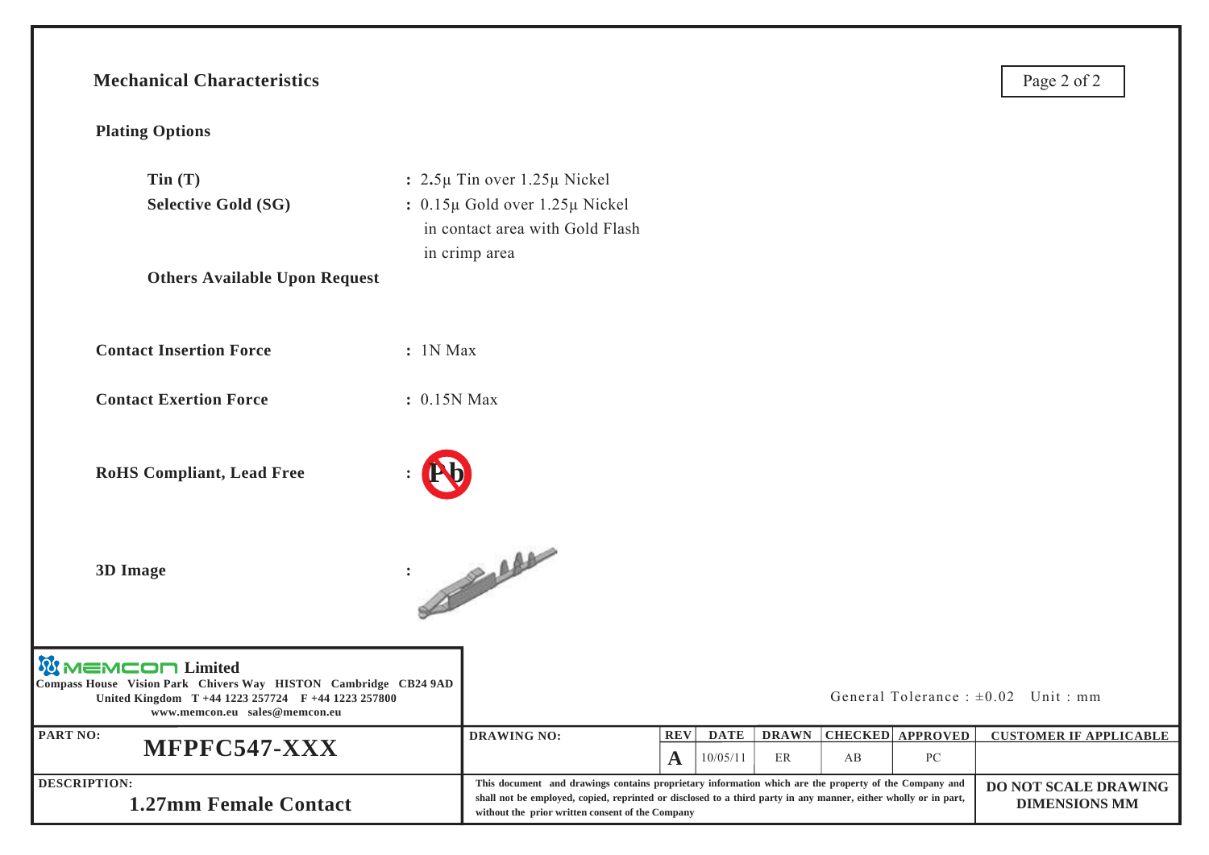## Mechanical Characteristics

### Plating Options

**Tin (T)** : 2.5µ Tin over 1.25µ Nickel

**Selective Gold (SG)** : 0.15µ Gold over 1.25µ Nickel in contact area with Gold Flash in crimp area

**Others Available Upon Request**

**Contact Insertion Force** : 1N Max

**Contact Exertion Force** : 0.15N Max

**RoHS Compliant, Lead Free** : Pb

**3D Image** :

**MEMCON Limited**
Compass House Vision Park Chivers Way HISTON Cambridge CB24 9AD
United Kingdom T +44 1223 257724 F +44 1223 257800
www.memcon.eu sales@memcon.eu

General Tolerance : ±0.02 Unit : mm

| | | | | | | | |
|---|---|---|---|---|---|---|---|
| PART NO: **MFPFC547-XXX** | DRAWING NO: | REV | DATE | DRAWN | CHECKED | APPROVED | CUSTOMER IF APPLICABLE |
| | | A | 10/05/11 | ER | AB | PC | |
| DESCRIPTION: **1.27mm Female Contact** | This document and drawings contains proprietary information which are the property of the Company and shall not be employed, copied, reprinted or disclosed to a third party in any manner, either wholly or in part, without the prior written consent of the Company | | | | | | DO NOT SCALE DRAWING DIMENSIONS MM |